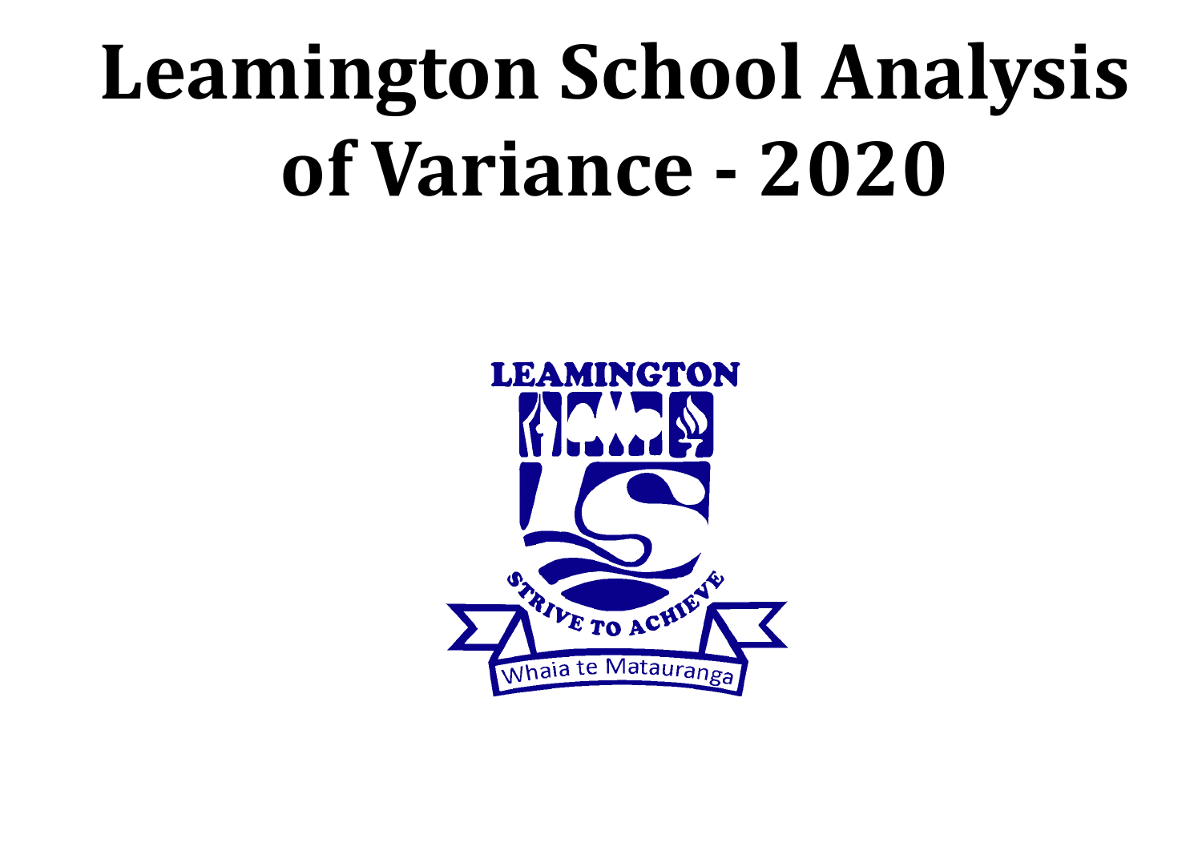# Leamington School Analysis of Variance - 2020

LEAMINGTON

STRIVE TO ACHIEVE

Whaia te Matauranga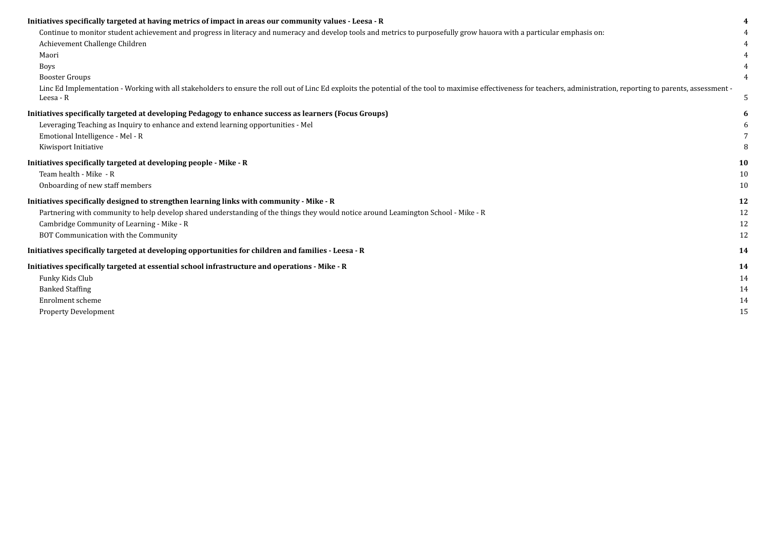**Initiatives specifically targeted at having metrics of impact in areas our community values - Leesa - R** **4**

- Continue to monitor student achievement and progress in literacy and numeracy and develop tools and metrics to purposefully grow hauora with a particular emphasis on: 4
- Achievement Challenge Children 4
- Maori 4
- Boys 4
- Booster Groups 4
- Linc Ed Implementation - Working with all stakeholders to ensure the roll out of Linc Ed exploits the potential of the tool to maximise effectiveness for teachers, administration, reporting to parents, assessment - Leesa - R 5

**Initiatives specifically targeted at developing Pedagogy to enhance success as learners (Focus Groups)** **6**

- Leveraging Teaching as Inquiry to enhance and extend learning opportunities - Mel 6
- Emotional Intelligence - Mel - R 7
- Kiwisport Initiative 8

**Initiatives specifically targeted at developing people - Mike - R** **10**

- Team health - Mike - R 10
- Onboarding of new staff members 10

**Initiatives specifically designed to strengthen learning links with community - Mike - R** **12**

- Partnering with community to help develop shared understanding of the things they would notice around Leamington School - Mike - R 12
- Cambridge Community of Learning - Mike - R 12
- BOT Communication with the Community 12

**Initiatives specifically targeted at developing opportunities for children and families - Leesa - R** **14**

**Initiatives specifically targeted at essential school infrastructure and operations - Mike - R** **14**

- Funky Kids Club 14
- Banked Staffing 14
- Enrolment scheme 14
- Property Development 15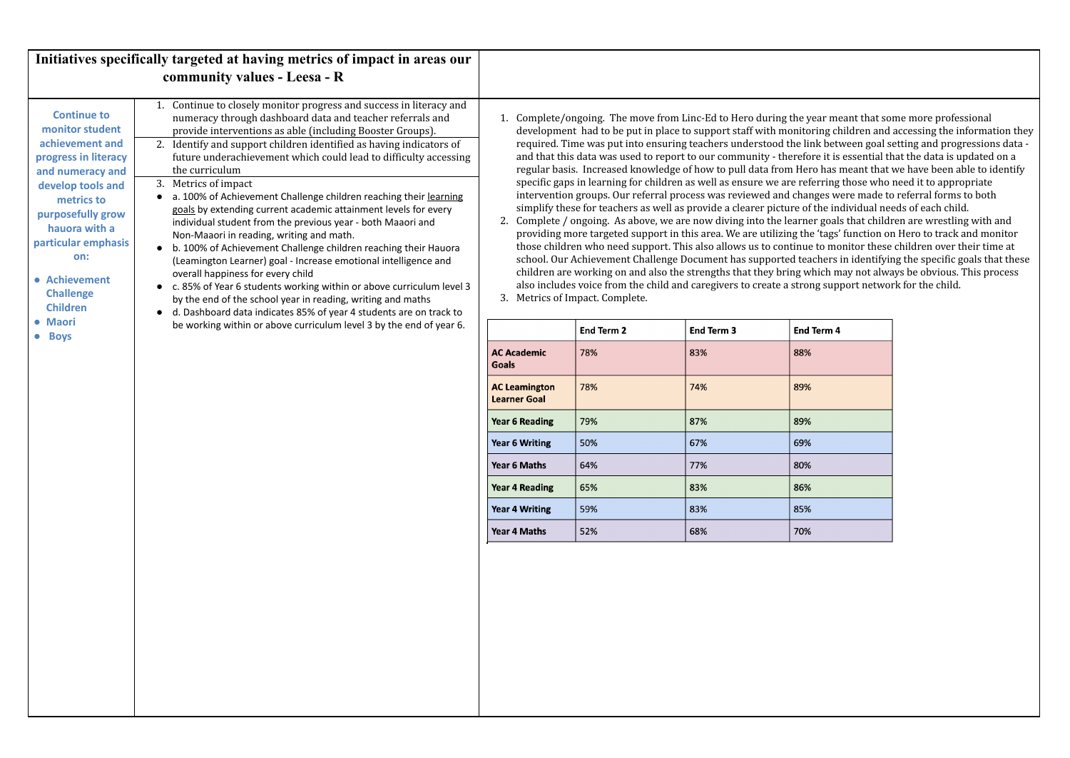## Initiatives specifically targeted at having metrics of impact in areas our community values - Leesa - R

**Continue to monitor student achievement and progress in literacy and numeracy and develop tools and metrics to purposefully grow hauora with a particular emphasis on:**

- **Achievement Challenge Children**
- **Maori**
- **Boys**

1. Continue to closely monitor progress and success in literacy and numeracy through dashboard data and teacher referrals and provide interventions as able (including Booster Groups).
2. Identify and support children identified as having indicators of future underachievement which could lead to difficulty accessing the curriculum
3. Metrics of impact
   - a. 100% of Achievement Challenge children reaching their learning goals by extending current academic attainment levels for every individual student from the previous year - both Maaori and Non-Maaori in reading, writing and math.
   - b. 100% of Achievement Challenge children reaching their Hauora (Leamington Learner) goal - Increase emotional intelligence and overall happiness for every child
   - c. 85% of Year 6 students working within or above curriculum level 3 by the end of the school year in reading, writing and maths
   - d. Dashboard data indicates 85% of year 4 students are on track to be working within or above curriculum level 3 by the end of year 6.

1. Complete/ongoing. The move from Linc-Ed to Hero during the year meant that some more professional development had to be put in place to support staff with monitoring children and accessing the information they required. Time was put into ensuring teachers understood the link between goal setting and progressions data - and that this data was used to report to our community - therefore it is essential that the data is updated on a regular basis. Increased knowledge of how to pull data from Hero has meant that we have been able to identify specific gaps in learning for children as well as ensure we are referring those who need it to appropriate intervention groups. Our referral process was reviewed and changes were made to referral forms to both simplify these for teachers as well as provide a clearer picture of the individual needs of each child.
2. Complete / ongoing. As above, we are now diving into the learner goals that children are wrestling with and providing more targeted support in this area. We are utilizing the 'tags' function on Hero to track and monitor those children who need support. This also allows us to continue to monitor these children over their time at school. Our Achievement Challenge Document has supported teachers in identifying the specific goals that these children are working on and also the strengths that they bring which may not always be obvious. This process also includes voice from the child and caregivers to create a strong support network for the child.
3. Metrics of Impact. Complete.

| | End Term 2 | End Term 3 | End Term 4 |
|---|---|---|---|
| **AC Academic Goals** | 78% | 83% | 88% |
| **AC Leamington Learner Goal** | 78% | 74% | 89% |
| **Year 6 Reading** | 79% | 87% | 89% |
| **Year 6 Writing** | 50% | 67% | 69% |
| **Year 6 Maths** | 64% | 77% | 80% |
| **Year 4 Reading** | 65% | 83% | 86% |
| **Year 4 Writing** | 59% | 83% | 85% |
| **Year 4 Maths** | 52% | 68% | 70% |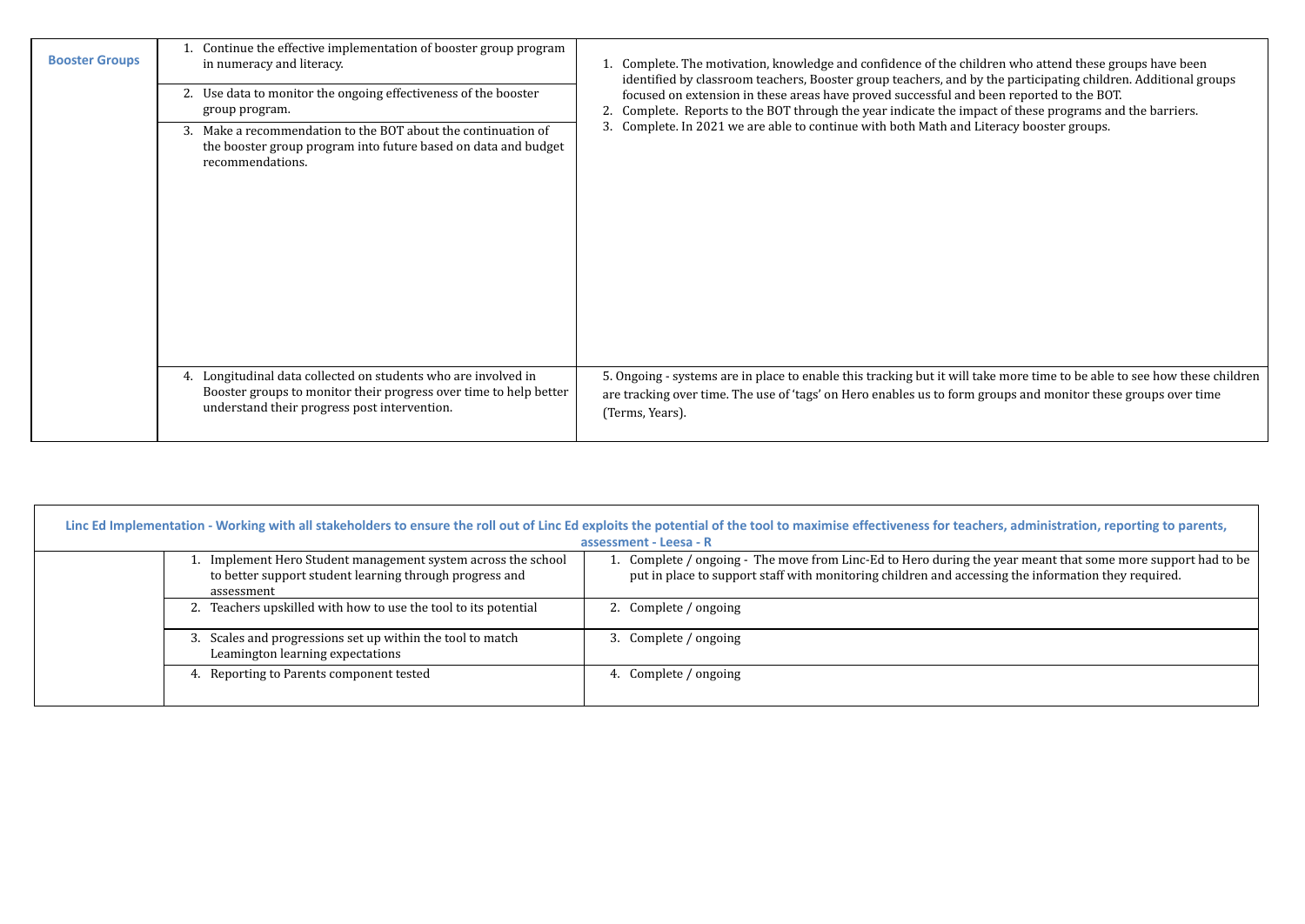| Booster Groups | 1. Continue the effective implementation of booster group program in numeracy and literacy. | 1. Complete. The motivation, knowledge and confidence of the children who attend these groups have been identified by classroom teachers, Booster group teachers, and by the participating children. Additional groups focused on extension in these areas have proved successful and been reported to the BOT. |
|---|---|---|
| | 2. Use data to monitor the ongoing effectiveness of the booster group program. | 2. Complete. Reports to the BOT through the year indicate the impact of these programs and the barriers. |
| | 3. Make a recommendation to the BOT about the continuation of the booster group program into future based on data and budget recommendations. | 3. Complete. In 2021 we are able to continue with both Math and Literacy booster groups. |
| | 4. Longitudinal data collected on students who are involved in Booster groups to monitor their progress over time to help better understand their progress post intervention. | 5. Ongoing - systems are in place to enable this tracking but it will take more time to be able to see how these children are tracking over time. The use of 'tags' on Hero enables us to form groups and monitor these groups over time (Terms, Years). |

| Linc Ed Implementation - Working with all stakeholders to ensure the roll out of Linc Ed exploits the potential of the tool to maximise effectiveness for teachers, administration, reporting to parents, assessment - Leesa - R | | |
|---|---|---|
| | 1. Implement Hero Student management system across the school to better support student learning through progress and assessment | 1. Complete / ongoing - The move from Linc-Ed to Hero during the year meant that some more support had to be put in place to support staff with monitoring children and accessing the information they required. |
| | 2. Teachers upskilled with how to use the tool to its potential | 2. Complete / ongoing |
| | 3. Scales and progressions set up within the tool to match Leamington learning expectations | 3. Complete / ongoing |
| | 4. Reporting to Parents component tested | 4. Complete / ongoing |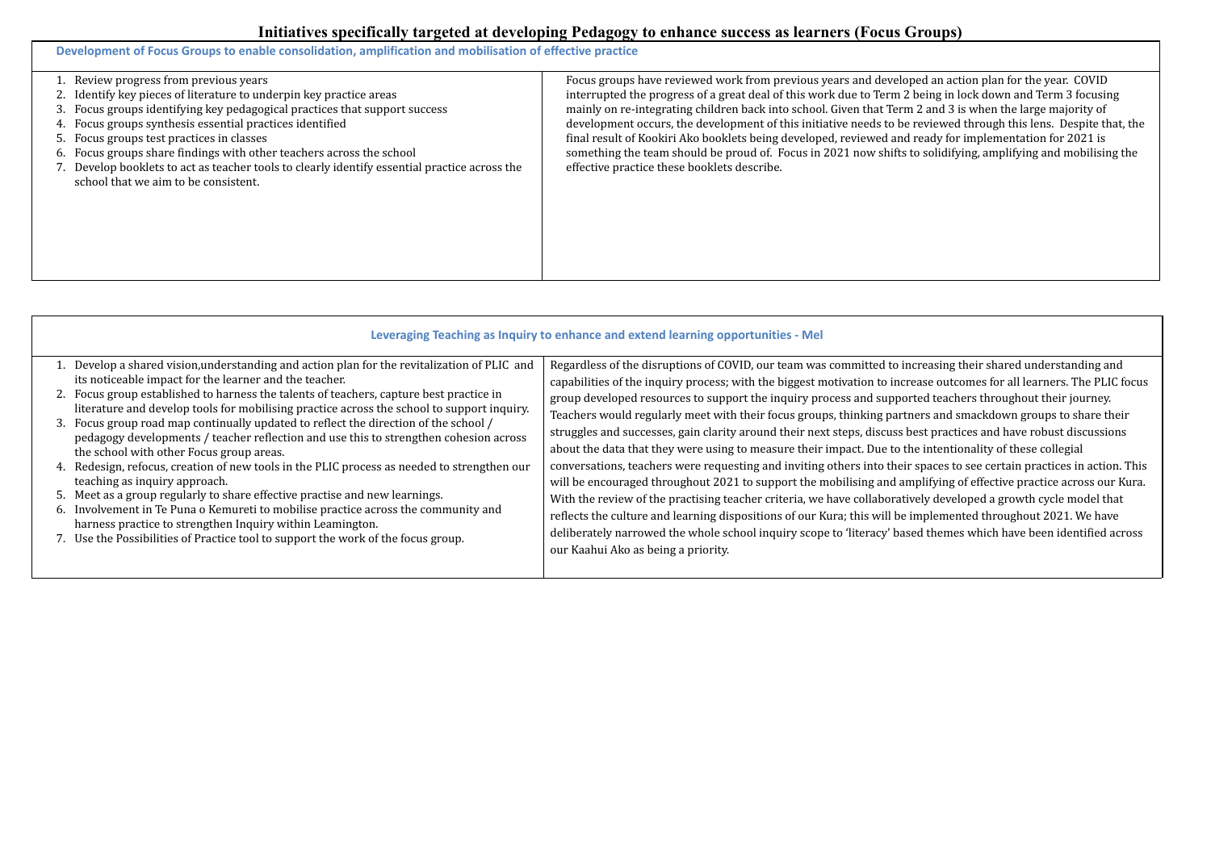# Initiatives specifically targeted at developing Pedagogy to enhance success as learners (Focus Groups)

| Development of Focus Groups to enable consolidation, amplification and mobilisation of effective practice | |
|---|---|
| 1. Review progress from previous years<br>2. Identify key pieces of literature to underpin key practice areas<br>3. Focus groups identifying key pedagogical practices that support success<br>4. Focus groups synthesis essential practices identified<br>5. Focus groups test practices in classes<br>6. Focus groups share findings with other teachers across the school<br>7. Develop booklets to act as teacher tools to clearly identify essential practice across the school that we aim to be consistent. | Focus groups have reviewed work from previous years and developed an action plan for the year. COVID interrupted the progress of a great deal of this work due to Term 2 being in lock down and Term 3 focusing mainly on re-integrating children back into school. Given that Term 2 and 3 is when the large majority of development occurs, the development of this initiative needs to be reviewed through this lens. Despite that, the final result of Kookiri Ako booklets being developed, reviewed and ready for implementation for 2021 is something the team should be proud of. Focus in 2021 now shifts to solidifying, amplifying and mobilising the effective practice these booklets describe. |

| Leveraging Teaching as Inquiry to enhance and extend learning opportunities - Mel | |
|---|---|
| 1. Develop a shared vision,understanding and action plan for the revitalization of PLIC and its noticeable impact for the learner and the teacher.<br>2. Focus group established to harness the talents of teachers, capture best practice in literature and develop tools for mobilising practice across the school to support inquiry.<br>3. Focus group road map continually updated to reflect the direction of the school / pedagogy developments / teacher reflection and use this to strengthen cohesion across the school with other Focus group areas.<br>4. Redesign, refocus, creation of new tools in the PLIC process as needed to strengthen our teaching as inquiry approach.<br>5. Meet as a group regularly to share effective practise and new learnings.<br>6. Involvement in Te Puna o Kemureti to mobilise practice across the community and harness practice to strengthen Inquiry within Leamington.<br>7. Use the Possibilities of Practice tool to support the work of the focus group. | Regardless of the disruptions of COVID, our team was committed to increasing their shared understanding and capabilities of the inquiry process; with the biggest motivation to increase outcomes for all learners. The PLIC focus group developed resources to support the inquiry process and supported teachers throughout their journey. Teachers would regularly meet with their focus groups, thinking partners and smackdown groups to share their struggles and successes, gain clarity around their next steps, discuss best practices and have robust discussions about the data that they were using to measure their impact. Due to the intentionality of these collegial conversations, teachers were requesting and inviting others into their spaces to see certain practices in action. This will be encouraged throughout 2021 to support the mobilising and amplifying of effective practice across our Kura. With the review of the practising teacher criteria, we have collaboratively developed a growth cycle model that reflects the culture and learning dispositions of our Kura; this will be implemented throughout 2021. We have deliberately narrowed the whole school inquiry scope to 'literacy' based themes which have been identified across our Kaahui Ako as being a priority. |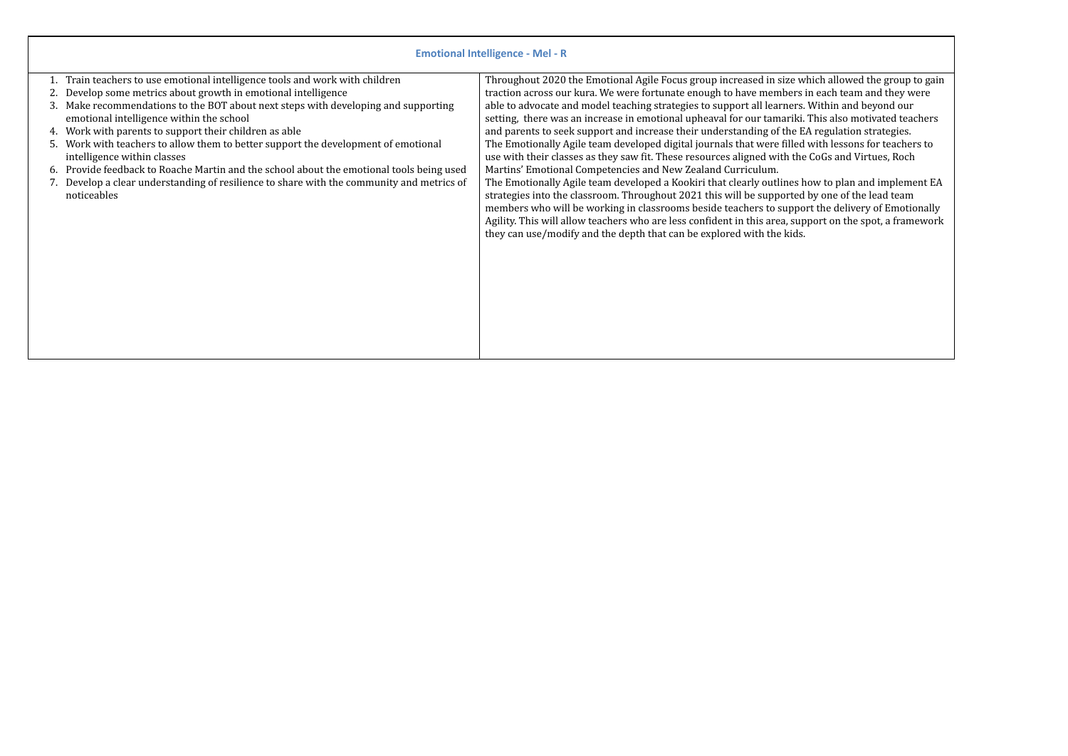| Emotional Intelligence - Mel - R | |
|---|---|
| 1. Train teachers to use emotional intelligence tools and work with children<br>2. Develop some metrics about growth in emotional intelligence<br>3. Make recommendations to the BOT about next steps with developing and supporting emotional intelligence within the school<br>4. Work with parents to support their children as able<br>5. Work with teachers to allow them to better support the development of emotional intelligence within classes<br>6. Provide feedback to Roache Martin and the school about the emotional tools being used<br>7. Develop a clear understanding of resilience to share with the community and metrics of noticeables | Throughout 2020 the Emotional Agile Focus group increased in size which allowed the group to gain traction across our kura. We were fortunate enough to have members in each team and they were able to advocate and model teaching strategies to support all learners. Within and beyond our setting, there was an increase in emotional upheaval for our tamariki. This also motivated teachers and parents to seek support and increase their understanding of the EA regulation strategies.<br>The Emotionally Agile team developed digital journals that were filled with lessons for teachers to use with their classes as they saw fit. These resources aligned with the CoGs and Virtues, Roch Martins' Emotional Competencies and New Zealand Curriculum.<br>The Emotionally Agile team developed a Kookiri that clearly outlines how to plan and implement EA strategies into the classroom. Throughout 2021 this will be supported by one of the lead team members who will be working in classrooms beside teachers to support the delivery of Emotionally Agility. This will allow teachers who are less confident in this area, support on the spot, a framework they can use/modify and the depth that can be explored with the kids. |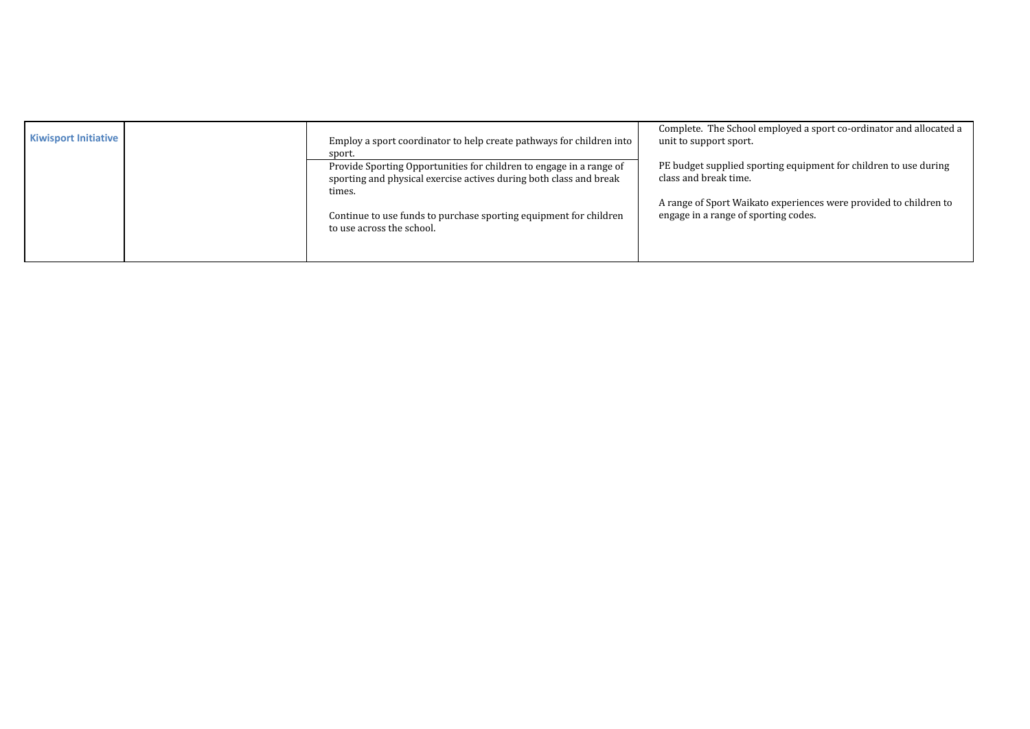| Kiwisport Initiative | | Employ a sport coordinator to help create pathways for children into sport. | Complete. The School employed a sport co-ordinator and allocated a unit to support sport. |
| --- | --- | --- | --- |
| | | Provide Sporting Opportunities for children to engage in a range of sporting and physical exercise actives during both class and break times.<br><br>Continue to use funds to purchase sporting equipment for children to use across the school. | PE budget supplied sporting equipment for children to use during class and break time.<br><br>A range of Sport Waikato experiences were provided to children to engage in a range of sporting codes. |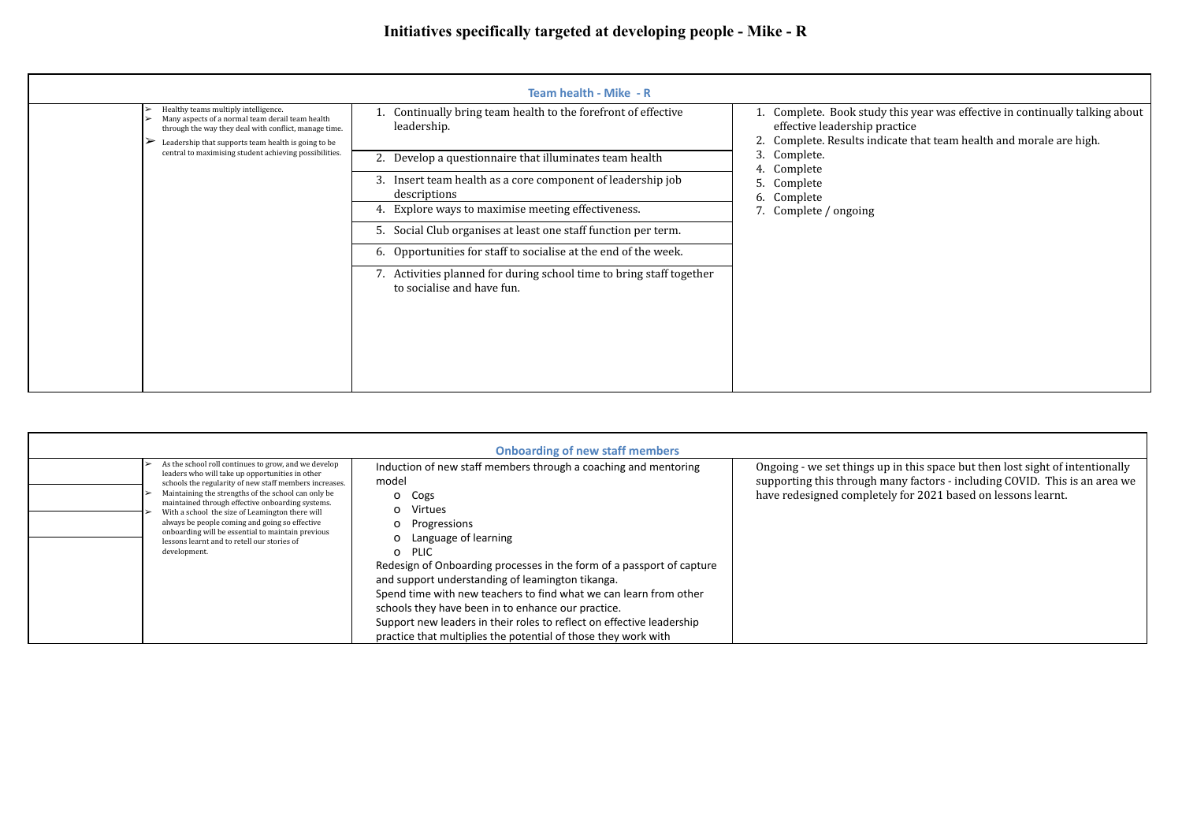# Initiatives specifically targeted at developing people - Mike - R

| Team health - Mike - R | | | |
|---|---|---|---|
| | ➢ Healthy teams multiply intelligence.<br>➢ Many aspects of a normal team derail team health through the way they deal with conflict, manage time.<br>➢ Leadership that supports team health is going to be central to maximising student achieving possibilities. | 1. Continually bring team health to the forefront of effective leadership.<br>2. Develop a questionnaire that illuminates team health<br>3. Insert team health as a core component of leadership job descriptions<br>4. Explore ways to maximise meeting effectiveness.<br>5. Social Club organises at least one staff function per term.<br>6. Opportunities for staff to socialise at the end of the week.<br>7. Activities planned for during school time to bring staff together to socialise and have fun. | 1. Complete. Book study this year was effective in continually talking about effective leadership practice<br>2. Complete. Results indicate that team health and morale are high.<br>3. Complete.<br>4. Complete<br>5. Complete<br>6. Complete<br>7. Complete / ongoing |

| Onboarding of new staff members | | | |
|---|---|---|---|
| | ➢ As the school roll continues to grow, and we develop leaders who will take up opportunities in other schools the regularity of new staff members increases.<br>➢ Maintaining the strengths of the school can only be maintained through effective onboarding systems.<br>➢ With a school the size of Leamington there will always be people coming and going so effective onboarding will be essential to maintain previous lessons learnt and to retell our stories of development. | Induction of new staff members through a coaching and mentoring model<br>o Cogs<br>o Virtues<br>o Progressions<br>o Language of learning<br>o PLIC<br>Redesign of Onboarding processes in the form of a passport of capture and support understanding of leamington tikanga.<br>Spend time with new teachers to find what we can learn from other schools they have been in to enhance our practice.<br>Support new leaders in their roles to reflect on effective leadership practice that multiplies the potential of those they work with | Ongoing - we set things up in this space but then lost sight of intentionally supporting this through many factors - including COVID. This is an area we have redesigned completely for 2021 based on lessons learnt. |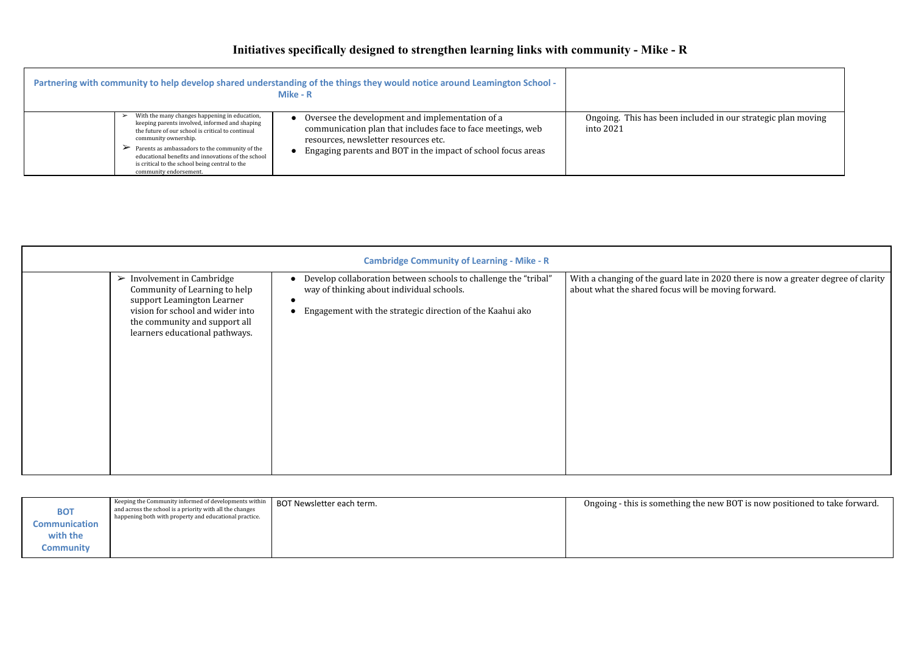# Initiatives specifically designed to strengthen learning links with community - Mike - R

| Partnering with community to help develop shared understanding of the things they would notice around Leamington School - Mike - R | | | |
|---|---|---|---|
| | ➢ With the many changes happening in education, keeping parents involved, informed and shaping the future of our school is critical to continual community ownership.<br>➢ Parents as ambassadors to the community of the educational benefits and innovations of the school is critical to the school being central to the community endorsement. | • Oversee the development and implementation of a communication plan that includes face to face meetings, web resources, newsletter resources etc.<br>• Engaging parents and BOT in the impact of school focus areas | Ongoing. This has been included in our strategic plan moving into 2021 |

| Cambridge Community of Learning - Mike - R | | | |
|---|---|---|---|
| | ➢ Involvement in Cambridge Community of Learning to help support Leamington Learner vision for school and wider into the community and support all learners educational pathways. | • Develop collaboration between schools to challenge the "tribal" way of thinking about individual schools.<br>•<br>• Engagement with the strategic direction of the Kaahui ako | With a changing of the guard late in 2020 there is now a greater degree of clarity about what the shared focus will be moving forward. |

| | | | |
|---|---|---|---|
| **BOT Communication with the Community** | Keeping the Community informed of developments within and across the school is a priority with all the changes happening both with property and educational practice. | BOT Newsletter each term. | Ongoing - this is something the new BOT is now positioned to take forward. |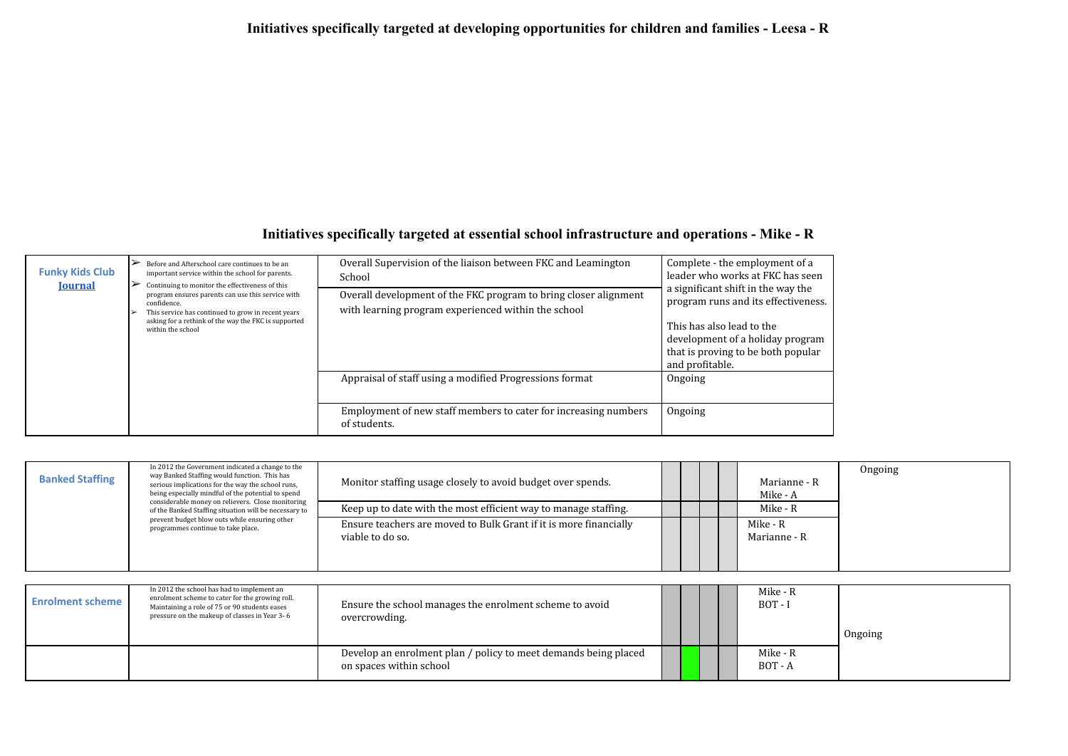# Initiatives specifically targeted at developing opportunities for children and families - Leesa - R

# Initiatives specifically targeted at essential school infrastructure and operations - Mike - R

| Funky Kids Club Journal | ➢ Before and Afterschool care continues to be an important service within the school for parents. ➢ Continuing to monitor the effectiveness of this program ensures parents can use this service with confidence. ➢ This service has continued to grow in recent years asking for a rethink of the way the FKC is supported within the school | Overall Supervision of the liaison between FKC and Leamington School | Complete - the employment of a leader who works at FKC has seen a significant shift in the way the program runs and its effectiveness. This has also lead to the development of a holiday program that is proving to be both popular and profitable. |
|---|---|---|---|
| | | Overall development of the FKC program to bring closer alignment with learning program experienced within the school | |
| | | Appraisal of staff using a modified Progressions format | Ongoing |
| | | Employment of new staff members to cater for increasing numbers of students. | Ongoing |

| Banked Staffing | In 2012 the Government indicated a change to the way Banked Staffing would function. This has serious implications for the way the school runs, being especially mindful of the potential to spend considerable money on relievers. Close monitoring of the Banked Staffing situation will be necessary to prevent budget blow outs while ensuring other programmes continue to take place. | Monitor staffing usage closely to avoid budget over spends. | | | | | Marianne - R Mike - A | Ongoing |
|---|---|---|---|---|---|---|---|---|
| | | Keep up to date with the most efficient way to manage staffing. | | | | | Mike - R | |
| | | Ensure teachers are moved to Bulk Grant if it is more financially viable to do so. | | | | | Mike - R Marianne - R | |

| Enrolment scheme | In 2012 the school has had to implement an enrolment scheme to cater for the growing roll. Maintaining a role of 75 or 90 students eases pressure on the makeup of classes in Year 3- 6 | Ensure the school manages the enrolment scheme to avoid overcrowding. | | | | | Mike - R BOT - I | Ongoing |
|---|---|---|---|---|---|---|---|---|
| | | Develop an enrolment plan / policy to meet demands being placed on spaces within school | | | | | Mike - R BOT - A | |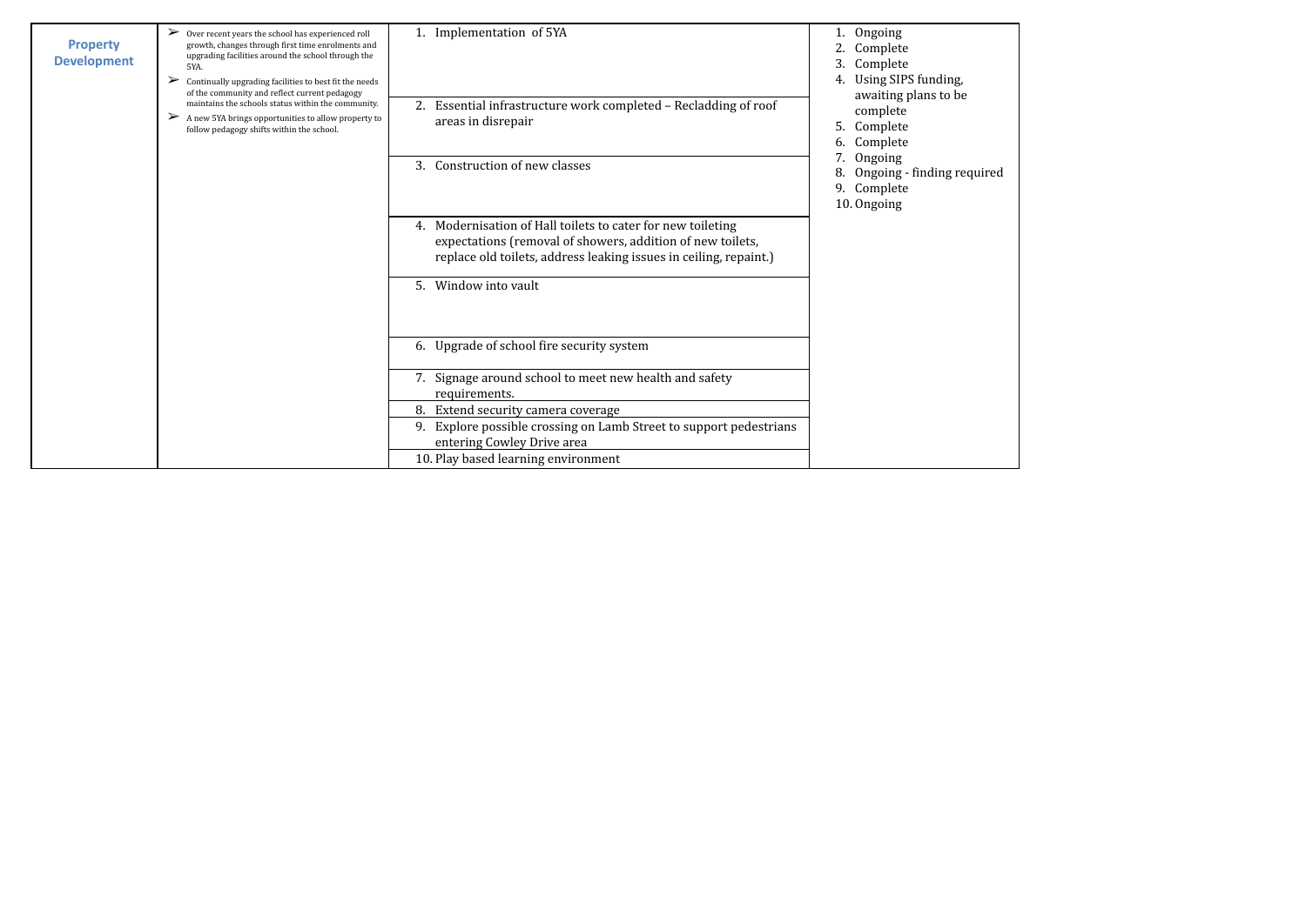| | | | |
|---|---|---|---|
| **Property Development** | ➢ Over recent years the school has experienced roll growth, changes through first time enrolments and upgrading facilities around the school through the 5YA.<br>➢ Continually upgrading facilities to best fit the needs of the community and reflect current pedagogy maintains the schools status within the community.<br>➢ A new 5YA brings opportunities to allow property to follow pedagogy shifts within the school. | 1. Implementation of 5YA | 1. Ongoing<br>2. Complete<br>3. Complete<br>4. Using SIPS funding, awaiting plans to be complete<br>5. Complete<br>6. Complete<br>7. Ongoing<br>8. Ongoing - finding required<br>9. Complete<br>10. Ongoing |
| | | 2. Essential infrastructure work completed – Recladding of roof areas in disrepair | |
| | | 3. Construction of new classes | |
| | | 4. Modernisation of Hall toilets to cater for new toileting expectations (removal of showers, addition of new toilets, replace old toilets, address leaking issues in ceiling, repaint.) | |
| | | 5. Window into vault | |
| | | 6. Upgrade of school fire security system | |
| | | 7. Signage around school to meet new health and safety requirements. | |
| | | 8. Extend security camera coverage | |
| | | 9. Explore possible crossing on Lamb Street to support pedestrians entering Cowley Drive area | |
| | | 10. Play based learning environment | |